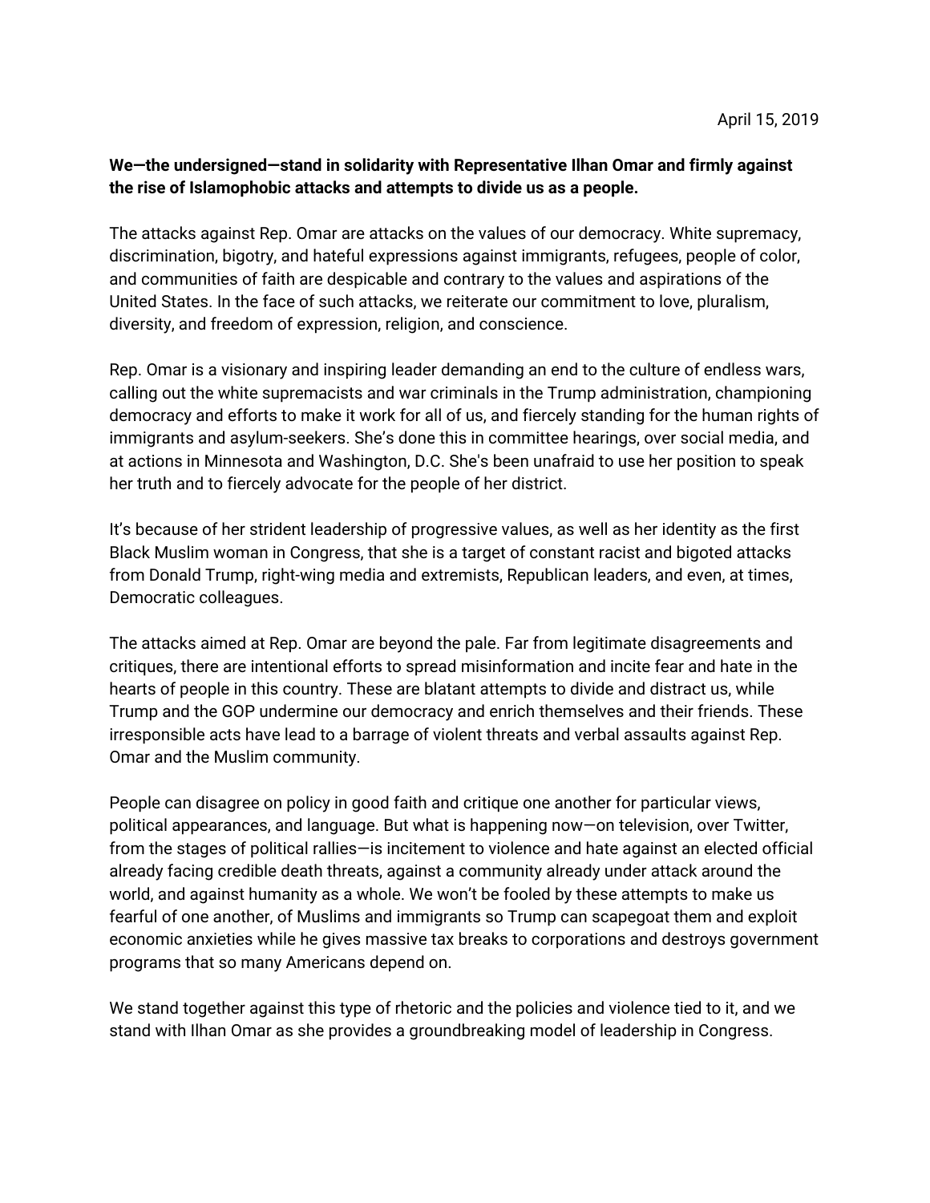April 15, 2019

**We—the undersigned—stand in solidarity with Representative Ilhan Omar and firmly against the rise of Islamophobic attacks and attempts to divide us as a people.**

The attacks against Rep. Omar are attacks on the values of our democracy. White supremacy, discrimination, bigotry, and hateful expressions against immigrants, refugees, people of color, and communities of faith are despicable and contrary to the values and aspirations of the United States. In the face of such attacks, we reiterate our commitment to love, pluralism, diversity, and freedom of expression, religion, and conscience.

Rep. Omar is a visionary and inspiring leader demanding an end to the culture of endless wars, calling out the white supremacists and war criminals in the Trump administration, championing democracy and efforts to make it work for all of us, and fiercely standing for the human rights of immigrants and asylum-seekers. She's done this in committee hearings, over social media, and at actions in Minnesota and Washington, D.C. She's been unafraid to use her position to speak her truth and to fiercely advocate for the people of her district.

It's because of her strident leadership of progressive values, as well as her identity as the first Black Muslim woman in Congress, that she is a target of constant racist and bigoted attacks from Donald Trump, right-wing media and extremists, Republican leaders, and even, at times, Democratic colleagues.

The attacks aimed at Rep. Omar are beyond the pale. Far from legitimate disagreements and critiques, there are intentional efforts to spread misinformation and incite fear and hate in the hearts of people in this country. These are blatant attempts to divide and distract us, while Trump and the GOP undermine our democracy and enrich themselves and their friends. These irresponsible acts have lead to a barrage of violent threats and verbal assaults against Rep. Omar and the Muslim community.

People can disagree on policy in good faith and critique one another for particular views, political appearances, and language. But what is happening now—on television, over Twitter, from the stages of political rallies—is incitement to violence and hate against an elected official already facing credible death threats, against a community already under attack around the world, and against humanity as a whole. We won't be fooled by these attempts to make us fearful of one another, of Muslims and immigrants so Trump can scapegoat them and exploit economic anxieties while he gives massive tax breaks to corporations and destroys government programs that so many Americans depend on.

We stand together against this type of rhetoric and the policies and violence tied to it, and we stand with Ilhan Omar as she provides a groundbreaking model of leadership in Congress.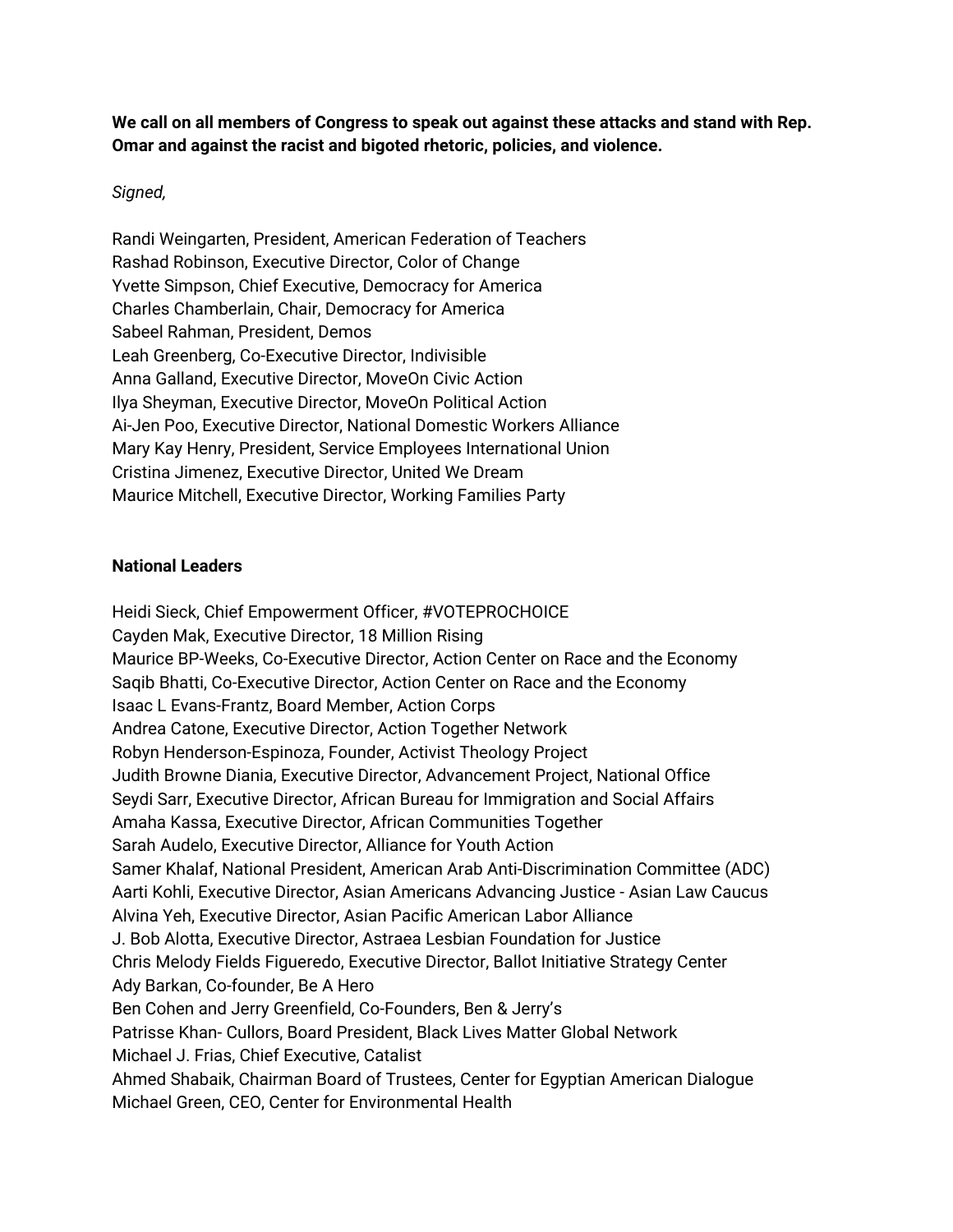**We call on all members of Congress to speak out against these attacks and stand with Rep. Omar and against the racist and bigoted rhetoric, policies, and violence.**

*Signed,*

Randi Weingarten, President, American Federation of Teachers
Rashad Robinson, Executive Director, Color of Change
Yvette Simpson, Chief Executive, Democracy for America
Charles Chamberlain, Chair, Democracy for America
Sabeel Rahman, President, Demos
Leah Greenberg, Co-Executive Director, Indivisible
Anna Galland, Executive Director, MoveOn Civic Action
Ilya Sheyman, Executive Director, MoveOn Political Action
Ai-Jen Poo, Executive Director, National Domestic Workers Alliance
Mary Kay Henry, President, Service Employees International Union
Cristina Jimenez, Executive Director, United We Dream
Maurice Mitchell, Executive Director, Working Families Party

**National Leaders**

Heidi Sieck, Chief Empowerment Officer, #VOTEPROCHOICE
Cayden Mak, Executive Director, 18 Million Rising
Maurice BP-Weeks, Co-Executive Director, Action Center on Race and the Economy
Saqib Bhatti, Co-Executive Director, Action Center on Race and the Economy
Isaac L Evans-Frantz, Board Member, Action Corps
Andrea Catone, Executive Director, Action Together Network
Robyn Henderson-Espinoza, Founder, Activist Theology Project
Judith Browne Diania, Executive Director, Advancement Project, National Office
Seydi Sarr, Executive Director, African Bureau for Immigration and Social Affairs
Amaha Kassa, Executive Director, African Communities Together
Sarah Audelo, Executive Director, Alliance for Youth Action
Samer Khalaf, National President, American Arab Anti-Discrimination Committee (ADC)
Aarti Kohli, Executive Director, Asian Americans Advancing Justice - Asian Law Caucus
Alvina Yeh, Executive Director, Asian Pacific American Labor Alliance
J. Bob Alotta, Executive Director, Astraea Lesbian Foundation for Justice
Chris Melody Fields Figueredo, Executive Director, Ballot Initiative Strategy Center
Ady Barkan, Co-founder, Be A Hero
Ben Cohen and Jerry Greenfield, Co-Founders, Ben & Jerry's
Patrisse Khan- Cullors, Board President, Black Lives Matter Global Network
Michael J. Frias, Chief Executive, Catalist
Ahmed Shabaik, Chairman Board of Trustees, Center for Egyptian American Dialogue
Michael Green, CEO, Center for Environmental Health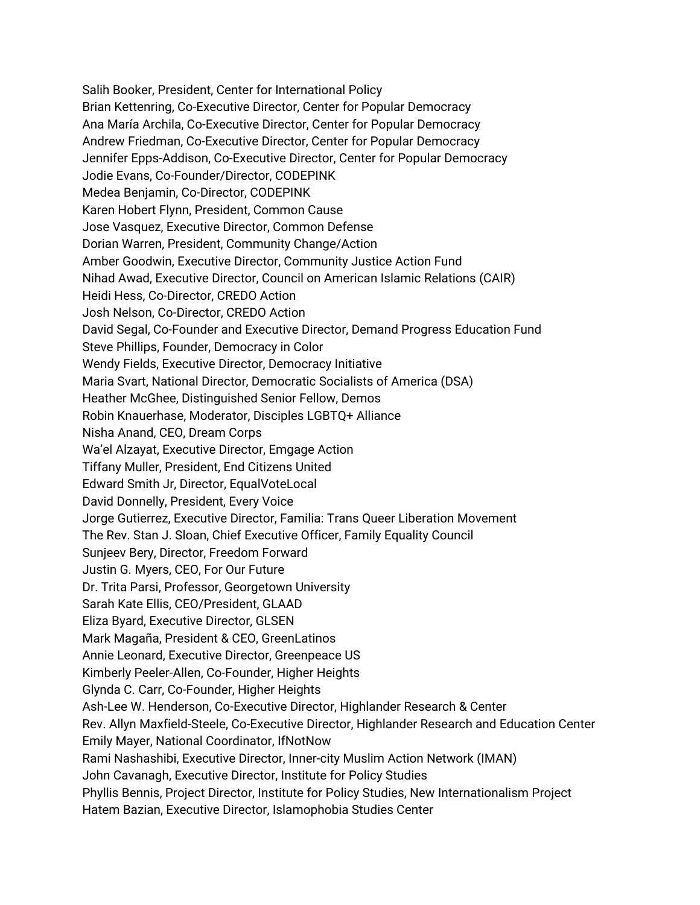Salih Booker, President, Center for International Policy
Brian Kettenring, Co-Executive Director, Center for Popular Democracy
Ana María Archila, Co-Executive Director, Center for Popular Democracy
Andrew Friedman, Co-Executive Director, Center for Popular Democracy
Jennifer Epps-Addison, Co-Executive Director, Center for Popular Democracy
Jodie Evans, Co-Founder/Director, CODEPINK
Medea Benjamin, Co-Director, CODEPINK
Karen Hobert Flynn, President, Common Cause
Jose Vasquez, Executive Director, Common Defense
Dorian Warren, President, Community Change/Action
Amber Goodwin, Executive Director, Community Justice Action Fund
Nihad Awad, Executive Director, Council on American Islamic Relations (CAIR)
Heidi Hess, Co-Director, CREDO Action
Josh Nelson, Co-Director, CREDO Action
David Segal, Co-Founder and Executive Director, Demand Progress Education Fund
Steve Phillips, Founder, Democracy in Color
Wendy Fields, Executive Director, Democracy Initiative
Maria Svart, National Director, Democratic Socialists of America (DSA)
Heather McGhee, Distinguished Senior Fellow, Demos
Robin Knauerhase, Moderator, Disciples LGBTQ+ Alliance
Nisha Anand, CEO, Dream Corps
Wa'el Alzayat, Executive Director, Emgage Action
Tiffany Muller, President, End Citizens United
Edward Smith Jr, Director, EqualVoteLocal
David Donnelly, President, Every Voice
Jorge Gutierrez, Executive Director, Familia: Trans Queer Liberation Movement
The Rev. Stan J. Sloan, Chief Executive Officer, Family Equality Council
Sunjeev Bery, Director, Freedom Forward
Justin G. Myers, CEO, For Our Future
Dr. Trita Parsi, Professor, Georgetown University
Sarah Kate Ellis, CEO/President, GLAAD
Eliza Byard, Executive Director, GLSEN
Mark Magaña, President & CEO, GreenLatinos
Annie Leonard, Executive Director, Greenpeace US
Kimberly Peeler-Allen, Co-Founder, Higher Heights
Glynda C. Carr, Co-Founder, Higher Heights
Ash-Lee W. Henderson, Co-Executive Director, Highlander Research & Center
Rev. Allyn Maxfield-Steele, Co-Executive Director, Highlander Research and Education Center
Emily Mayer, National Coordinator, IfNotNow
Rami Nashashibi, Executive Director, Inner-city Muslim Action Network (IMAN)
John Cavanagh, Executive Director, Institute for Policy Studies
Phyllis Bennis, Project Director, Institute for Policy Studies, New Internationalism Project
Hatem Bazian, Executive Director, Islamophobia Studies Center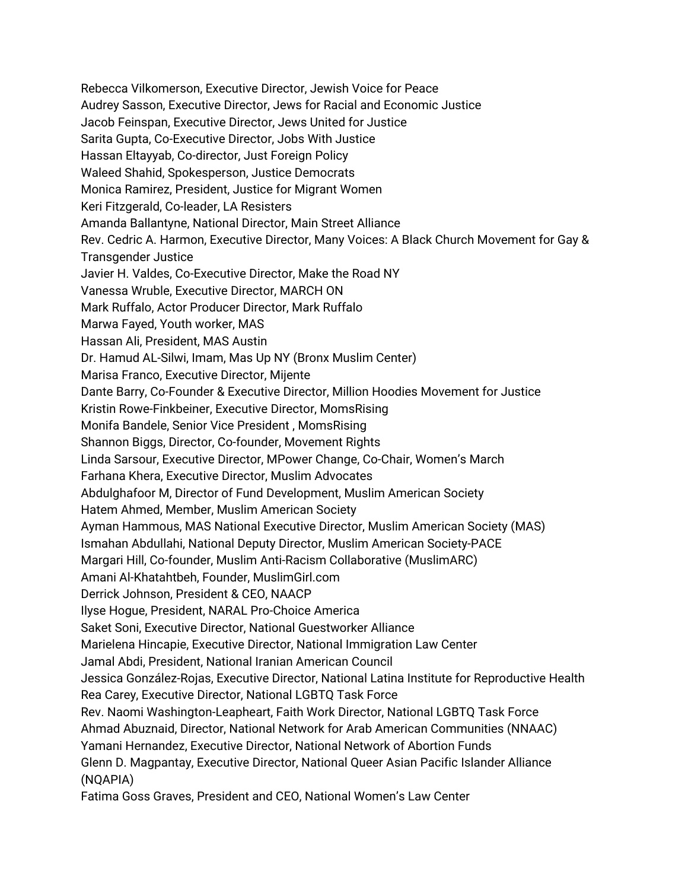Rebecca Vilkomerson, Executive Director, Jewish Voice for Peace
Audrey Sasson, Executive Director, Jews for Racial and Economic Justice
Jacob Feinspan, Executive Director, Jews United for Justice
Sarita Gupta, Co-Executive Director, Jobs With Justice
Hassan Eltayyab, Co-director, Just Foreign Policy
Waleed Shahid, Spokesperson, Justice Democrats
Monica Ramirez, President, Justice for Migrant Women
Keri Fitzgerald, Co-leader, LA Resisters
Amanda Ballantyne, National Director, Main Street Alliance
Rev. Cedric A. Harmon, Executive Director, Many Voices: A Black Church Movement for Gay & Transgender Justice
Javier H. Valdes, Co-Executive Director, Make the Road NY
Vanessa Wruble, Executive Director, MARCH ON
Mark Ruffalo, Actor Producer Director, Mark Ruffalo
Marwa Fayed, Youth worker, MAS
Hassan Ali, President, MAS Austin
Dr. Hamud AL-Silwi, Imam, Mas Up NY (Bronx Muslim Center)
Marisa Franco, Executive Director, Mijente
Dante Barry, Co-Founder & Executive Director, Million Hoodies Movement for Justice
Kristin Rowe-Finkbeiner, Executive Director, MomsRising
Monifa Bandele, Senior Vice President , MomsRising
Shannon Biggs, Director, Co-founder, Movement Rights
Linda Sarsour, Executive Director, MPower Change, Co-Chair, Women's March
Farhana Khera, Executive Director, Muslim Advocates
Abdulghafoor M, Director of Fund Development, Muslim American Society
Hatem Ahmed, Member, Muslim American Society
Ayman Hammous, MAS National Executive Director, Muslim American Society (MAS)
Ismahan Abdullahi, National Deputy Director, Muslim American Society-PACE
Margari Hill, Co-founder, Muslim Anti-Racism Collaborative (MuslimARC)
Amani Al-Khatahtbeh, Founder, MuslimGirl.com
Derrick Johnson, President & CEO, NAACP
Ilyse Hogue, President, NARAL Pro-Choice America
Saket Soni, Executive Director, National Guestworker Alliance
Marielena Hincapie, Executive Director, National Immigration Law Center
Jamal Abdi, President, National Iranian American Council
Jessica González-Rojas, Executive Director, National Latina Institute for Reproductive Health
Rea Carey, Executive Director, National LGBTQ Task Force
Rev. Naomi Washington-Leapheart, Faith Work Director, National LGBTQ Task Force
Ahmad Abuznaid, Director, National Network for Arab American Communities (NNAAC)
Yamani Hernandez, Executive Director, National Network of Abortion Funds
Glenn D. Magpantay, Executive Director, National Queer Asian Pacific Islander Alliance (NQAPIA)
Fatima Goss Graves, President and CEO, National Women's Law Center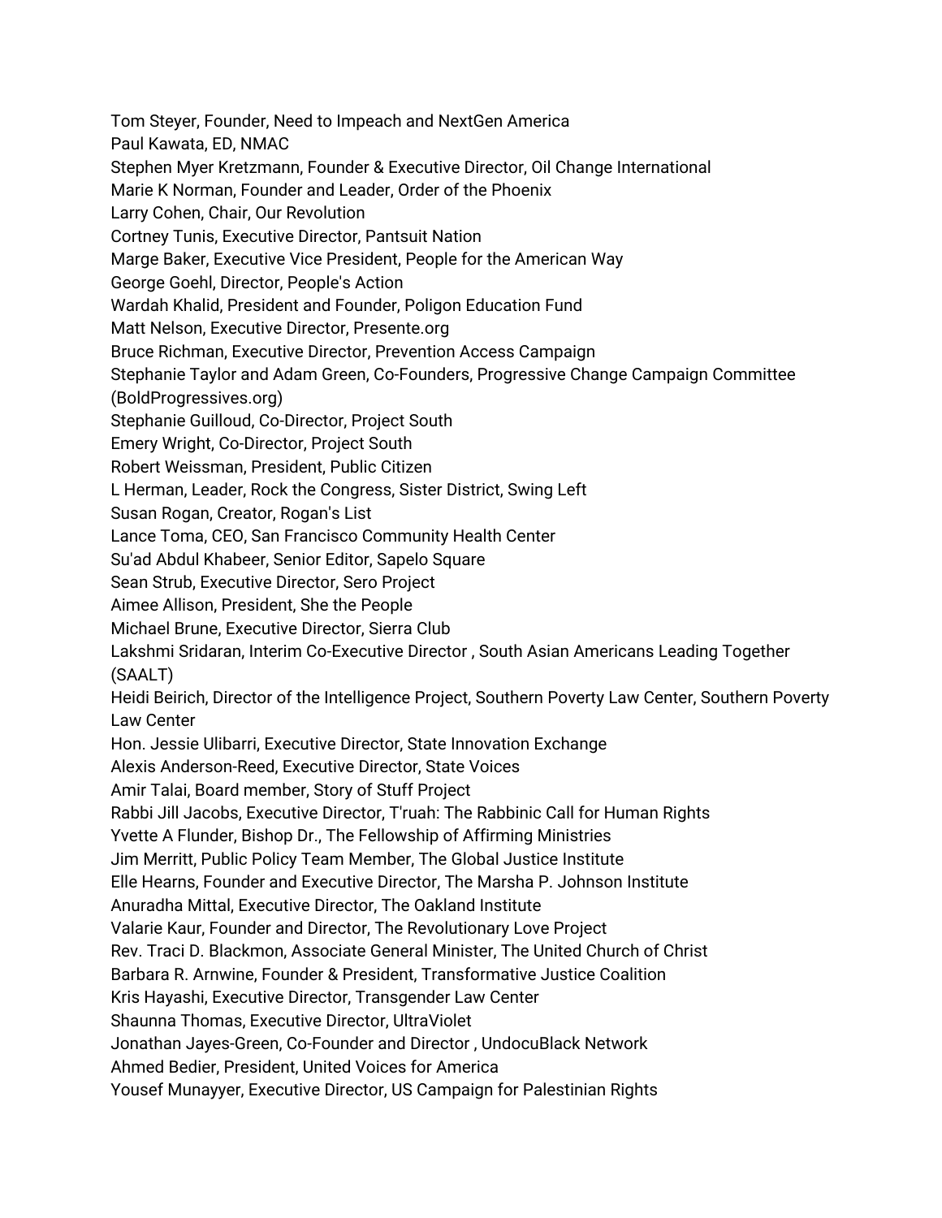Tom Steyer, Founder, Need to Impeach and NextGen America
Paul Kawata, ED, NMAC
Stephen Myer Kretzmann, Founder & Executive Director, Oil Change International
Marie K Norman, Founder and Leader, Order of the Phoenix
Larry Cohen, Chair, Our Revolution
Cortney Tunis, Executive Director, Pantsuit Nation
Marge Baker, Executive Vice President, People for the American Way
George Goehl, Director, People's Action
Wardah Khalid, President and Founder, Poligon Education Fund
Matt Nelson, Executive Director, Presente.org
Bruce Richman, Executive Director, Prevention Access Campaign
Stephanie Taylor and Adam Green, Co-Founders, Progressive Change Campaign Committee (BoldProgressives.org)
Stephanie Guilloud, Co-Director, Project South
Emery Wright, Co-Director, Project South
Robert Weissman, President, Public Citizen
L Herman, Leader, Rock the Congress, Sister District, Swing Left
Susan Rogan, Creator, Rogan's List
Lance Toma, CEO, San Francisco Community Health Center
Su'ad Abdul Khabeer, Senior Editor, Sapelo Square
Sean Strub, Executive Director, Sero Project
Aimee Allison, President, She the People
Michael Brune, Executive Director, Sierra Club
Lakshmi Sridaran, Interim Co-Executive Director , South Asian Americans Leading Together (SAALT)
Heidi Beirich, Director of the Intelligence Project, Southern Poverty Law Center, Southern Poverty Law Center
Hon. Jessie Ulibarri, Executive Director, State Innovation Exchange
Alexis Anderson-Reed, Executive Director, State Voices
Amir Talai, Board member, Story of Stuff Project
Rabbi Jill Jacobs, Executive Director, T'ruah: The Rabbinic Call for Human Rights
Yvette A Flunder, Bishop Dr., The Fellowship of Affirming Ministries
Jim Merritt, Public Policy Team Member, The Global Justice Institute
Elle Hearns, Founder and Executive Director, The Marsha P. Johnson Institute
Anuradha Mittal, Executive Director, The Oakland Institute
Valarie Kaur, Founder and Director, The Revolutionary Love Project
Rev. Traci D. Blackmon, Associate General Minister, The United Church of Christ
Barbara R. Arnwine, Founder & President, Transformative Justice Coalition
Kris Hayashi, Executive Director, Transgender Law Center
Shaunna Thomas, Executive Director, UltraViolet
Jonathan Jayes-Green, Co-Founder and Director , UndocuBlack Network
Ahmed Bedier, President, United Voices for America
Yousef Munayyer, Executive Director, US Campaign for Palestinian Rights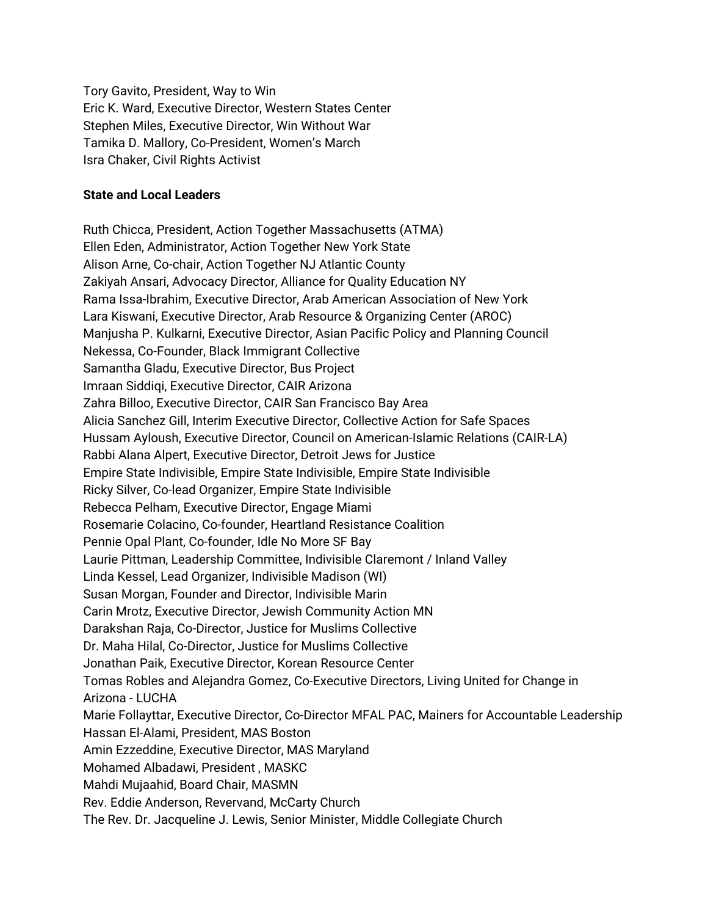Tory Gavito, President, Way to Win
Eric K. Ward, Executive Director, Western States Center
Stephen Miles, Executive Director, Win Without War
Tamika D. Mallory, Co-President, Women's March
Isra Chaker, Civil Rights Activist

**State and Local Leaders**

Ruth Chicca, President, Action Together Massachusetts (ATMA)
Ellen Eden, Administrator, Action Together New York State
Alison Arne, Co-chair, Action Together NJ Atlantic County
Zakiyah Ansari, Advocacy Director, Alliance for Quality Education NY
Rama Issa-Ibrahim, Executive Director, Arab American Association of New York
Lara Kiswani, Executive Director, Arab Resource & Organizing Center (AROC)
Manjusha P. Kulkarni, Executive Director, Asian Pacific Policy and Planning Council
Nekessa, Co-Founder, Black Immigrant Collective
Samantha Gladu, Executive Director, Bus Project
Imraan Siddiqi, Executive Director, CAIR Arizona
Zahra Billoo, Executive Director, CAIR San Francisco Bay Area
Alicia Sanchez Gill, Interim Executive Director, Collective Action for Safe Spaces
Hussam Ayloush, Executive Director, Council on American-Islamic Relations (CAIR-LA)
Rabbi Alana Alpert, Executive Director, Detroit Jews for Justice
Empire State Indivisible, Empire State Indivisible, Empire State Indivisible
Ricky Silver, Co-lead Organizer, Empire State Indivisible
Rebecca Pelham, Executive Director, Engage Miami
Rosemarie Colacino, Co-founder, Heartland Resistance Coalition
Pennie Opal Plant, Co-founder, Idle No More SF Bay
Laurie Pittman, Leadership Committee, Indivisible Claremont / Inland Valley
Linda Kessel, Lead Organizer, Indivisible Madison (WI)
Susan Morgan, Founder and Director, Indivisible Marin
Carin Mrotz, Executive Director, Jewish Community Action MN
Darakshan Raja, Co-Director, Justice for Muslims Collective
Dr. Maha Hilal, Co-Director, Justice for Muslims Collective
Jonathan Paik, Executive Director, Korean Resource Center
Tomas Robles and Alejandra Gomez, Co-Executive Directors, Living United for Change in Arizona - LUCHA
Marie Follayttar, Executive Director, Co-Director MFAL PAC, Mainers for Accountable Leadership
Hassan El-Alami, President, MAS Boston
Amin Ezzeddine, Executive Director, MAS Maryland
Mohamed Albadawi, President , MASKC
Mahdi Mujaahid, Board Chair, MASMN
Rev. Eddie Anderson, Revervand, McCarty Church
The Rev. Dr. Jacqueline J. Lewis, Senior Minister, Middle Collegiate Church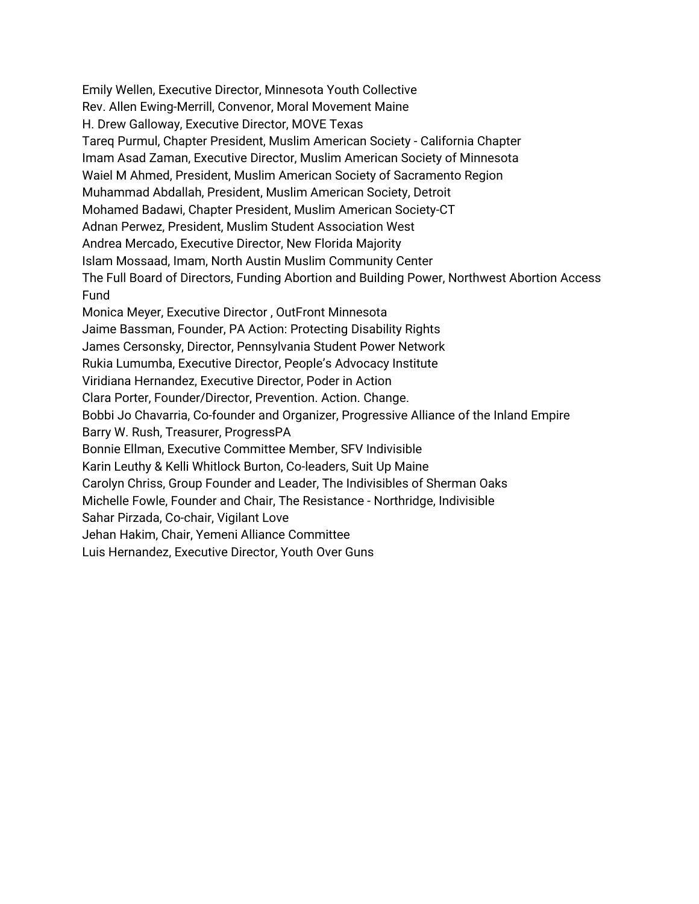Emily Wellen, Executive Director, Minnesota Youth Collective
Rev. Allen Ewing-Merrill, Convenor, Moral Movement Maine
H. Drew Galloway, Executive Director, MOVE Texas
Tareq Purmul, Chapter President, Muslim American Society - California Chapter
Imam Asad Zaman, Executive Director, Muslim American Society of Minnesota
Waiel M Ahmed, President, Muslim American Society of Sacramento Region
Muhammad Abdallah, President, Muslim American Society, Detroit
Mohamed Badawi, Chapter President, Muslim American Society-CT
Adnan Perwez, President, Muslim Student Association West
Andrea Mercado, Executive Director, New Florida Majority
Islam Mossaad, Imam, North Austin Muslim Community Center
The Full Board of Directors, Funding Abortion and Building Power, Northwest Abortion Access Fund
Monica Meyer, Executive Director , OutFront Minnesota
Jaime Bassman, Founder, PA Action: Protecting Disability Rights
James Cersonsky, Director, Pennsylvania Student Power Network
Rukia Lumumba, Executive Director, People's Advocacy Institute
Viridiana Hernandez, Executive Director, Poder in Action
Clara Porter, Founder/Director, Prevention. Action. Change.
Bobbi Jo Chavarria, Co-founder and Organizer, Progressive Alliance of the Inland Empire
Barry W. Rush, Treasurer, ProgressPA
Bonnie Ellman, Executive Committee Member, SFV Indivisible
Karin Leuthy & Kelli Whitlock Burton, Co-leaders, Suit Up Maine
Carolyn Chriss, Group Founder and Leader, The Indivisibles of Sherman Oaks
Michelle Fowle, Founder and Chair, The Resistance - Northridge, Indivisible
Sahar Pirzada, Co-chair, Vigilant Love
Jehan Hakim, Chair, Yemeni Alliance Committee
Luis Hernandez, Executive Director, Youth Over Guns